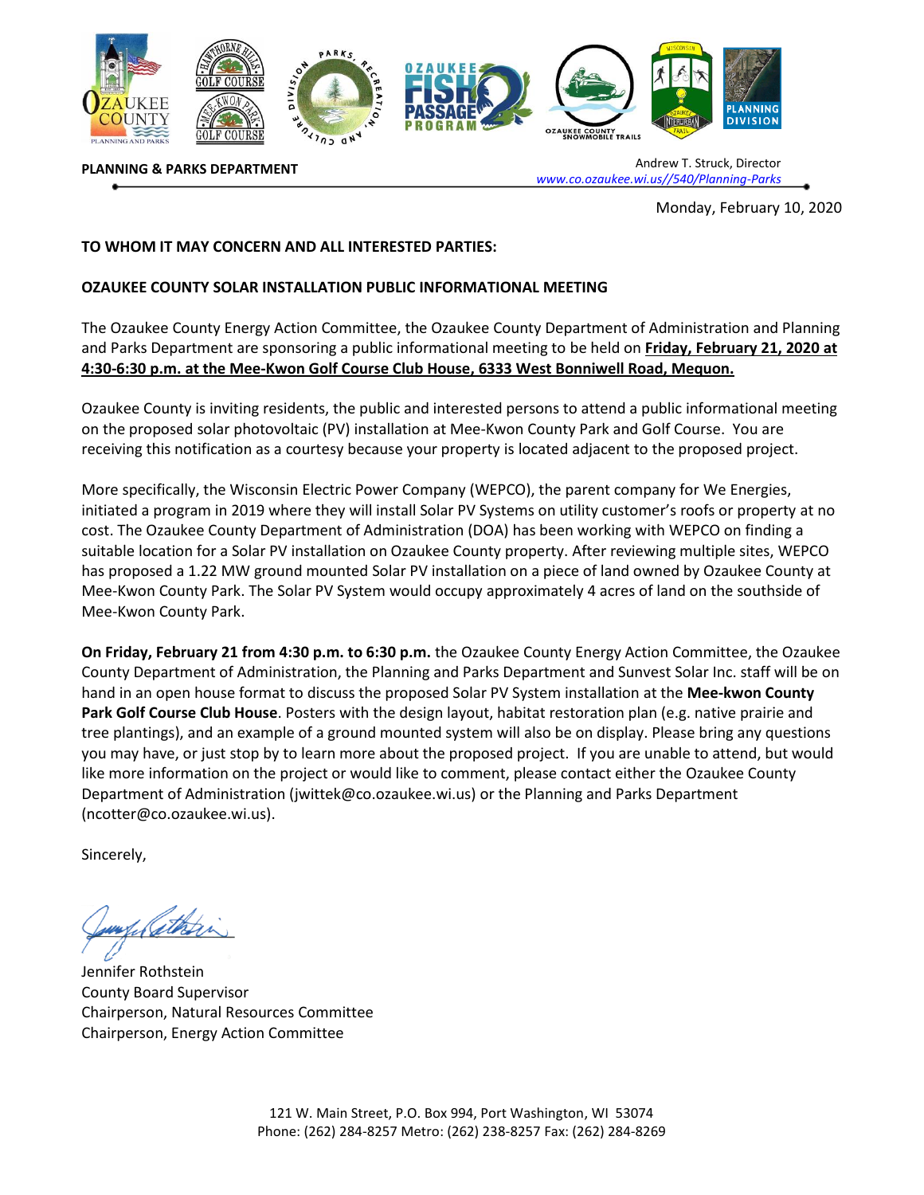**PLANNING & PARKS DEPARTMENT**

Andrew T. Struck, Director
*www.co.ozaukee.wi.us//540/Planning-Parks*

Monday, February 10, 2020

**TO WHOM IT MAY CONCERN AND ALL INTERESTED PARTIES:**

**OZAUKEE COUNTY SOLAR INSTALLATION PUBLIC INFORMATIONAL MEETING**

The Ozaukee County Energy Action Committee, the Ozaukee County Department of Administration and Planning and Parks Department are sponsoring a public informational meeting to be held on **Friday, February 21, 2020 at 4:30-6:30 p.m. at the Mee-Kwon Golf Course Club House, 6333 West Bonniwell Road, Mequon.**

Ozaukee County is inviting residents, the public and interested persons to attend a public informational meeting on the proposed solar photovoltaic (PV) installation at Mee-Kwon County Park and Golf Course. You are receiving this notification as a courtesy because your property is located adjacent to the proposed project.

More specifically, the Wisconsin Electric Power Company (WEPCO), the parent company for We Energies, initiated a program in 2019 where they will install Solar PV Systems on utility customer's roofs or property at no cost. The Ozaukee County Department of Administration (DOA) has been working with WEPCO on finding a suitable location for a Solar PV installation on Ozaukee County property. After reviewing multiple sites, WEPCO has proposed a 1.22 MW ground mounted Solar PV installation on a piece of land owned by Ozaukee County at Mee-Kwon County Park. The Solar PV System would occupy approximately 4 acres of land on the southside of Mee-Kwon County Park.

**On Friday, February 21 from 4:30 p.m. to 6:30 p.m.** the Ozaukee County Energy Action Committee, the Ozaukee County Department of Administration, the Planning and Parks Department and Sunvest Solar Inc. staff will be on hand in an open house format to discuss the proposed Solar PV System installation at the **Mee-kwon County Park Golf Course Club House**. Posters with the design layout, habitat restoration plan (e.g. native prairie and tree plantings), and an example of a ground mounted system will also be on display. Please bring any questions you may have, or just stop by to learn more about the proposed project. If you are unable to attend, but would like more information on the project or would like to comment, please contact either the Ozaukee County Department of Administration (jwittek@co.ozaukee.wi.us) or the Planning and Parks Department (ncotter@co.ozaukee.wi.us).

Sincerely,

Jennifer Rothstein
County Board Supervisor
Chairperson, Natural Resources Committee
Chairperson, Energy Action Committee

121 W. Main Street, P.O. Box 994, Port Washington, WI 53074
Phone: (262) 284-8257 Metro: (262) 238-8257 Fax: (262) 284-8269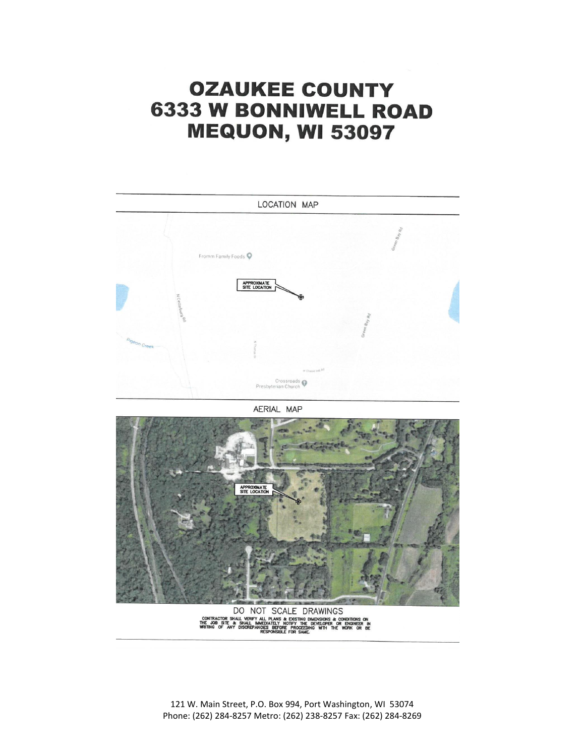# OZAUKEE COUNTY
# 6333 W BONNIWELL ROAD
# MEQUON, WI 53097

LOCATION MAP

Fromm Family Foods

APPROXIMATE SITE LOCATION

N Cedarburg Rd

Green Bay Rd

Green Bay Rd

Pigeon Creek

N Thomas St

W Chapel Hill Rd

Crossroads Presbyterian Church

AERIAL MAP

APPROXIMATE SITE LOCATION

DO NOT SCALE DRAWINGS

CONTRACTOR SHALL VERIFY ALL PLANS & EXISTING DIMENSIONS & CONDITIONS ON THE JOB SITE & SHALL IMMEDIATELY NOTIFY THE DEVELOPER OR ENGINEER IN WRITING OF ANY DISCREPANCIES BEFORE PROCEEDING WITH THE WORK OR BE RESPONSIBLE FOR SAME.

121 W. Main Street, P.O. Box 994, Port Washington, WI 53074
Phone: (262) 284-8257 Metro: (262) 238-8257 Fax: (262) 284-8269